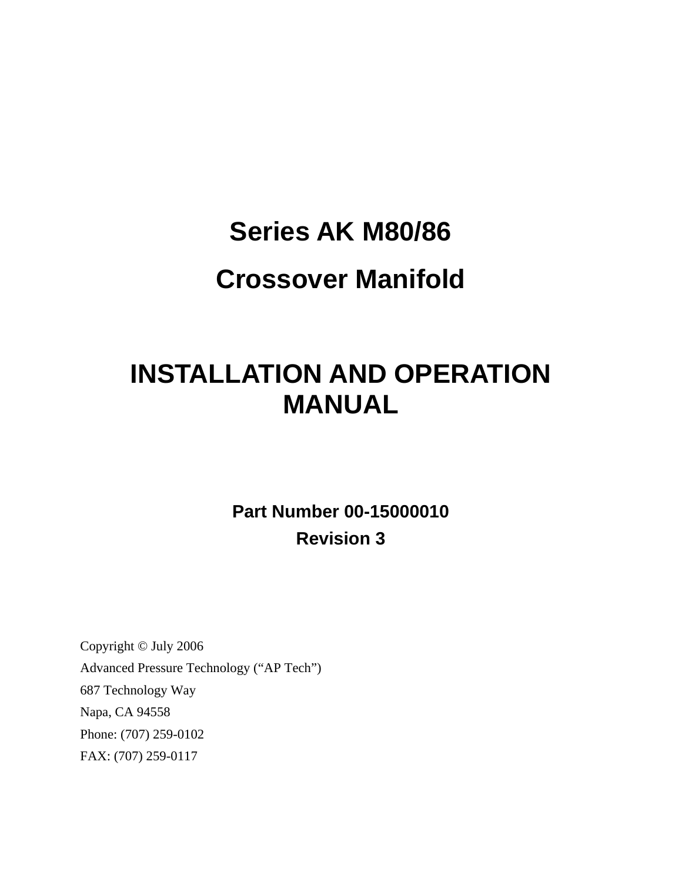# Series AK M80/86

# Crossover Manifold

# INSTALLATION AND OPERATION MANUAL

**Part Number 00-15000010**

**Revision 3**

Copyright © July 2006

Advanced Pressure Technology ("AP Tech")

687 Technology Way

Napa, CA 94558

Phone: (707) 259-0102

FAX: (707) 259-0117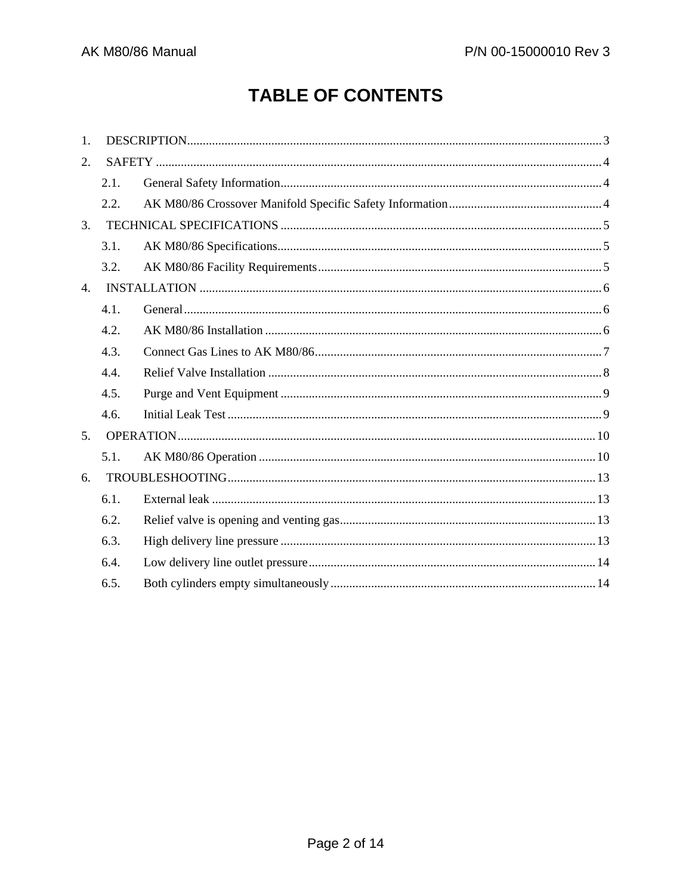# TABLE OF CONTENTS

1. DESCRIPTION .......... 3
2. SAFETY .......... 4
   - 2.1. General Safety Information .......... 4
   - 2.2. AK M80/86 Crossover Manifold Specific Safety Information .......... 4
3. TECHNICAL SPECIFICATIONS .......... 5
   - 3.1. AK M80/86 Specifications .......... 5
   - 3.2. AK M80/86 Facility Requirements .......... 5
4. INSTALLATION .......... 6
   - 4.1. General .......... 6
   - 4.2. AK M80/86 Installation .......... 6
   - 4.3. Connect Gas Lines to AK M80/86 .......... 7
   - 4.4. Relief Valve Installation .......... 8
   - 4.5. Purge and Vent Equipment .......... 9
   - 4.6. Initial Leak Test .......... 9
5. OPERATION .......... 10
   - 5.1. AK M80/86 Operation .......... 10
6. TROUBLESHOOTING .......... 13
   - 6.1. External leak .......... 13
   - 6.2. Relief valve is opening and venting gas .......... 13
   - 6.3. High delivery line pressure .......... 13
   - 6.4. Low delivery line outlet pressure .......... 14
   - 6.5. Both cylinders empty simultaneously .......... 14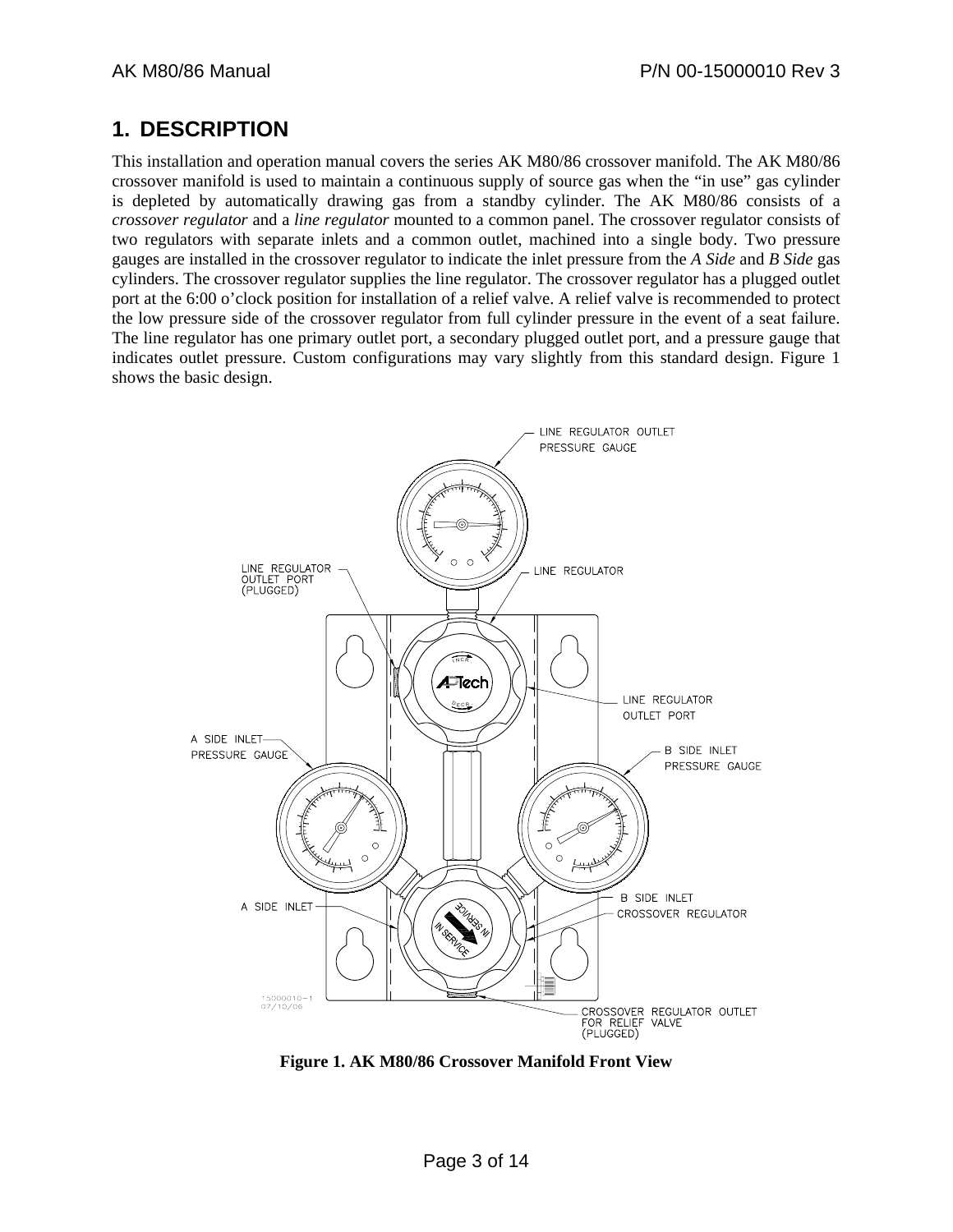# 1. DESCRIPTION

This installation and operation manual covers the series AK M80/86 crossover manifold. The AK M80/86 crossover manifold is used to maintain a continuous supply of source gas when the "in use" gas cylinder is depleted by automatically drawing gas from a standby cylinder. The AK M80/86 consists of a *crossover regulator* and a *line regulator* mounted to a common panel. The crossover regulator consists of two regulators with separate inlets and a common outlet, machined into a single body. Two pressure gauges are installed in the crossover regulator to indicate the inlet pressure from the *A Side* and *B Side* gas cylinders. The crossover regulator supplies the line regulator. The crossover regulator has a plugged outlet port at the 6:00 o'clock position for installation of a relief valve. A relief valve is recommended to protect the low pressure side of the crossover regulator from full cylinder pressure in the event of a seat failure. The line regulator has one primary outlet port, a secondary plugged outlet port, and a pressure gauge that indicates outlet pressure. Custom configurations may vary slightly from this standard design. Figure 1 shows the basic design.

LINE REGULATOR OUTLET PRESSURE GAUGE

LINE REGULATOR OUTLET PORT (PLUGGED)

LINE REGULATOR

LINE REGULATOR OUTLET PORT

A SIDE INLET PRESSURE GAUGE

B SIDE INLET PRESSURE GAUGE

A SIDE INLET

B SIDE INLET

CROSSOVER REGULATOR

CROSSOVER REGULATOR OUTLET FOR RELIEF VALVE (PLUGGED)

15000010-1
07/10/06

**Figure 1. AK M80/86 Crossover Manifold Front View**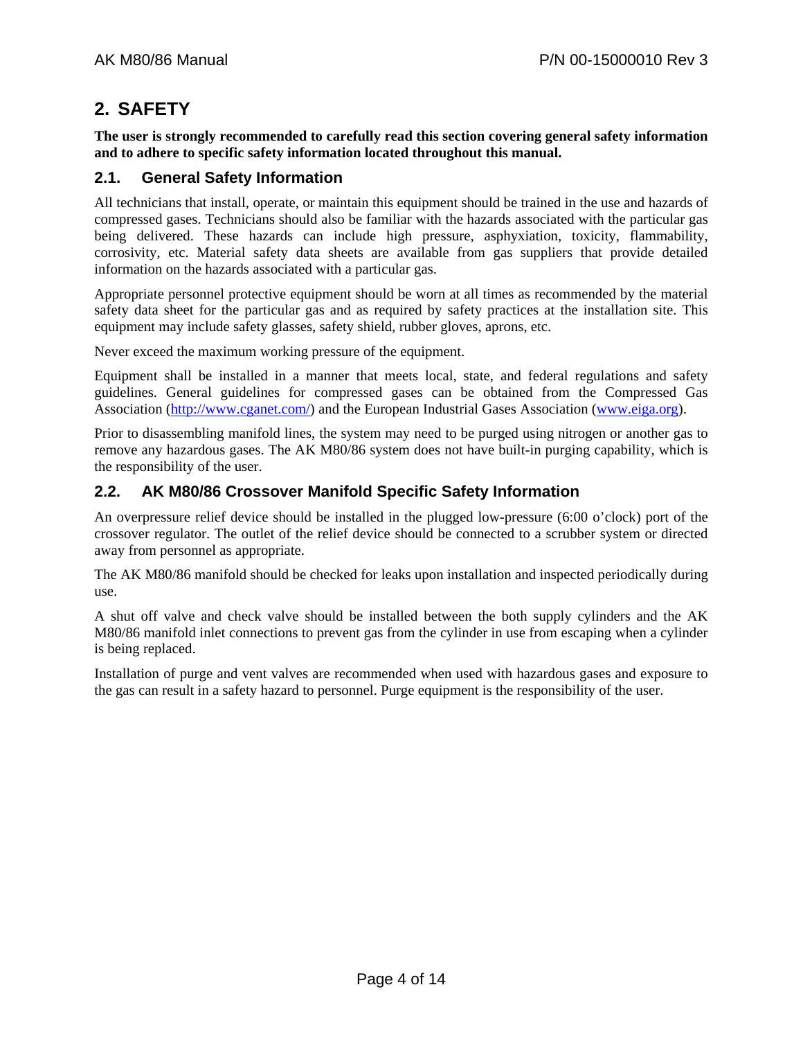# 2. SAFETY

**The user is strongly recommended to carefully read this section covering general safety information and to adhere to specific safety information located throughout this manual.**

## 2.1. General Safety Information

All technicians that install, operate, or maintain this equipment should be trained in the use and hazards of compressed gases. Technicians should also be familiar with the hazards associated with the particular gas being delivered. These hazards can include high pressure, asphyxiation, toxicity, flammability, corrosivity, etc. Material safety data sheets are available from gas suppliers that provide detailed information on the hazards associated with a particular gas.

Appropriate personnel protective equipment should be worn at all times as recommended by the material safety data sheet for the particular gas and as required by safety practices at the installation site. This equipment may include safety glasses, safety shield, rubber gloves, aprons, etc.

Never exceed the maximum working pressure of the equipment.

Equipment shall be installed in a manner that meets local, state, and federal regulations and safety guidelines. General guidelines for compressed gases can be obtained from the Compressed Gas Association (http://www.cganet.com/) and the European Industrial Gases Association (www.eiga.org).

Prior to disassembling manifold lines, the system may need to be purged using nitrogen or another gas to remove any hazardous gases. The AK M80/86 system does not have built-in purging capability, which is the responsibility of the user.

## 2.2. AK M80/86 Crossover Manifold Specific Safety Information

An overpressure relief device should be installed in the plugged low-pressure (6:00 o'clock) port of the crossover regulator. The outlet of the relief device should be connected to a scrubber system or directed away from personnel as appropriate.

The AK M80/86 manifold should be checked for leaks upon installation and inspected periodically during use.

A shut off valve and check valve should be installed between the both supply cylinders and the AK M80/86 manifold inlet connections to prevent gas from the cylinder in use from escaping when a cylinder is being replaced.

Installation of purge and vent valves are recommended when used with hazardous gases and exposure to the gas can result in a safety hazard to personnel. Purge equipment is the responsibility of the user.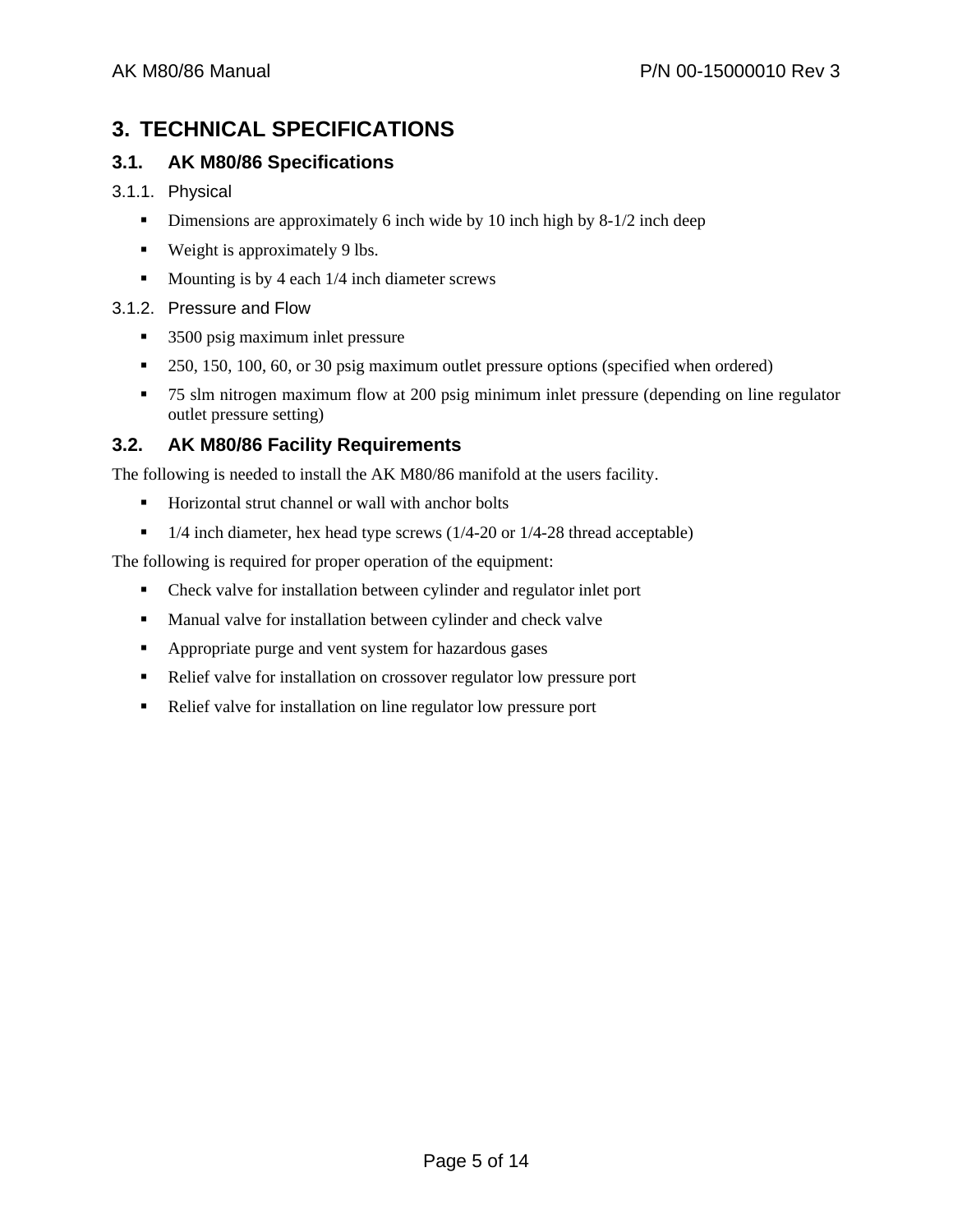# 3. TECHNICAL SPECIFICATIONS

## 3.1. AK M80/86 Specifications

### 3.1.1. Physical

- Dimensions are approximately 6 inch wide by 10 inch high by 8-1/2 inch deep
- Weight is approximately 9 lbs.
- Mounting is by 4 each 1/4 inch diameter screws

### 3.1.2. Pressure and Flow

- 3500 psig maximum inlet pressure
- 250, 150, 100, 60, or 30 psig maximum outlet pressure options (specified when ordered)
- 75 slm nitrogen maximum flow at 200 psig minimum inlet pressure (depending on line regulator outlet pressure setting)

## 3.2. AK M80/86 Facility Requirements

The following is needed to install the AK M80/86 manifold at the users facility.

- Horizontal strut channel or wall with anchor bolts
- 1/4 inch diameter, hex head type screws (1/4-20 or 1/4-28 thread acceptable)

The following is required for proper operation of the equipment:

- Check valve for installation between cylinder and regulator inlet port
- Manual valve for installation between cylinder and check valve
- Appropriate purge and vent system for hazardous gases
- Relief valve for installation on crossover regulator low pressure port
- Relief valve for installation on line regulator low pressure port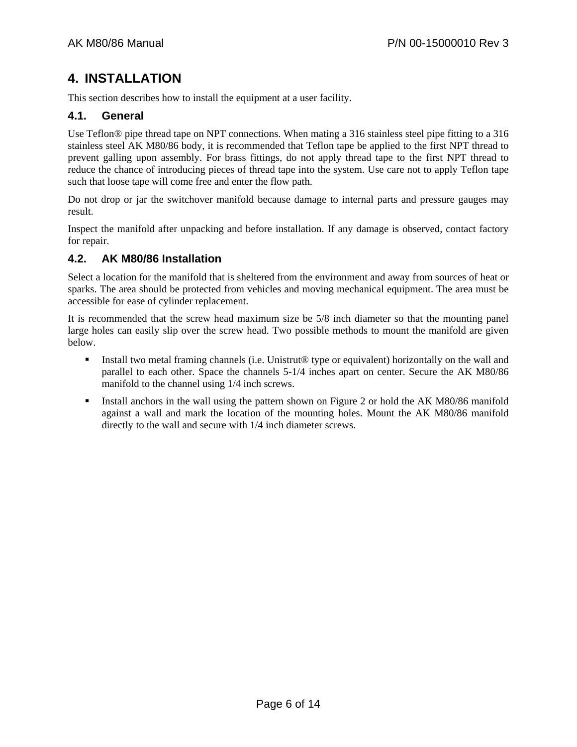# 4. INSTALLATION

This section describes how to install the equipment at a user facility.

## 4.1. General

Use Teflon® pipe thread tape on NPT connections. When mating a 316 stainless steel pipe fitting to a 316 stainless steel AK M80/86 body, it is recommended that Teflon tape be applied to the first NPT thread to prevent galling upon assembly. For brass fittings, do not apply thread tape to the first NPT thread to reduce the chance of introducing pieces of thread tape into the system. Use care not to apply Teflon tape such that loose tape will come free and enter the flow path.

Do not drop or jar the switchover manifold because damage to internal parts and pressure gauges may result.

Inspect the manifold after unpacking and before installation. If any damage is observed, contact factory for repair.

## 4.2. AK M80/86 Installation

Select a location for the manifold that is sheltered from the environment and away from sources of heat or sparks. The area should be protected from vehicles and moving mechanical equipment. The area must be accessible for ease of cylinder replacement.

It is recommended that the screw head maximum size be 5/8 inch diameter so that the mounting panel large holes can easily slip over the screw head. Two possible methods to mount the manifold are given below.

- Install two metal framing channels (i.e. Unistrut® type or equivalent) horizontally on the wall and parallel to each other. Space the channels 5-1/4 inches apart on center. Secure the AK M80/86 manifold to the channel using 1/4 inch screws.
- Install anchors in the wall using the pattern shown on Figure 2 or hold the AK M80/86 manifold against a wall and mark the location of the mounting holes. Mount the AK M80/86 manifold directly to the wall and secure with 1/4 inch diameter screws.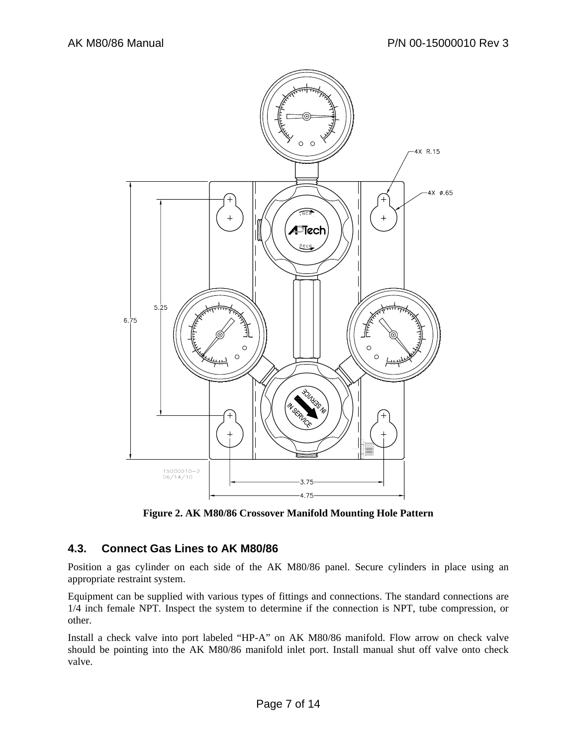Figure 2. AK M80/86 Crossover Manifold Mounting Hole Pattern

### 4.3. Connect Gas Lines to AK M80/86

Position a gas cylinder on each side of the AK M80/86 panel. Secure cylinders in place using an appropriate restraint system.

Equipment can be supplied with various types of fittings and connections. The standard connections are 1/4 inch female NPT. Inspect the system to determine if the connection is NPT, tube compression, or other.

Install a check valve into port labeled "HP-A" on AK M80/86 manifold. Flow arrow on check valve should be pointing into the AK M80/86 manifold inlet port. Install manual shut off valve onto check valve.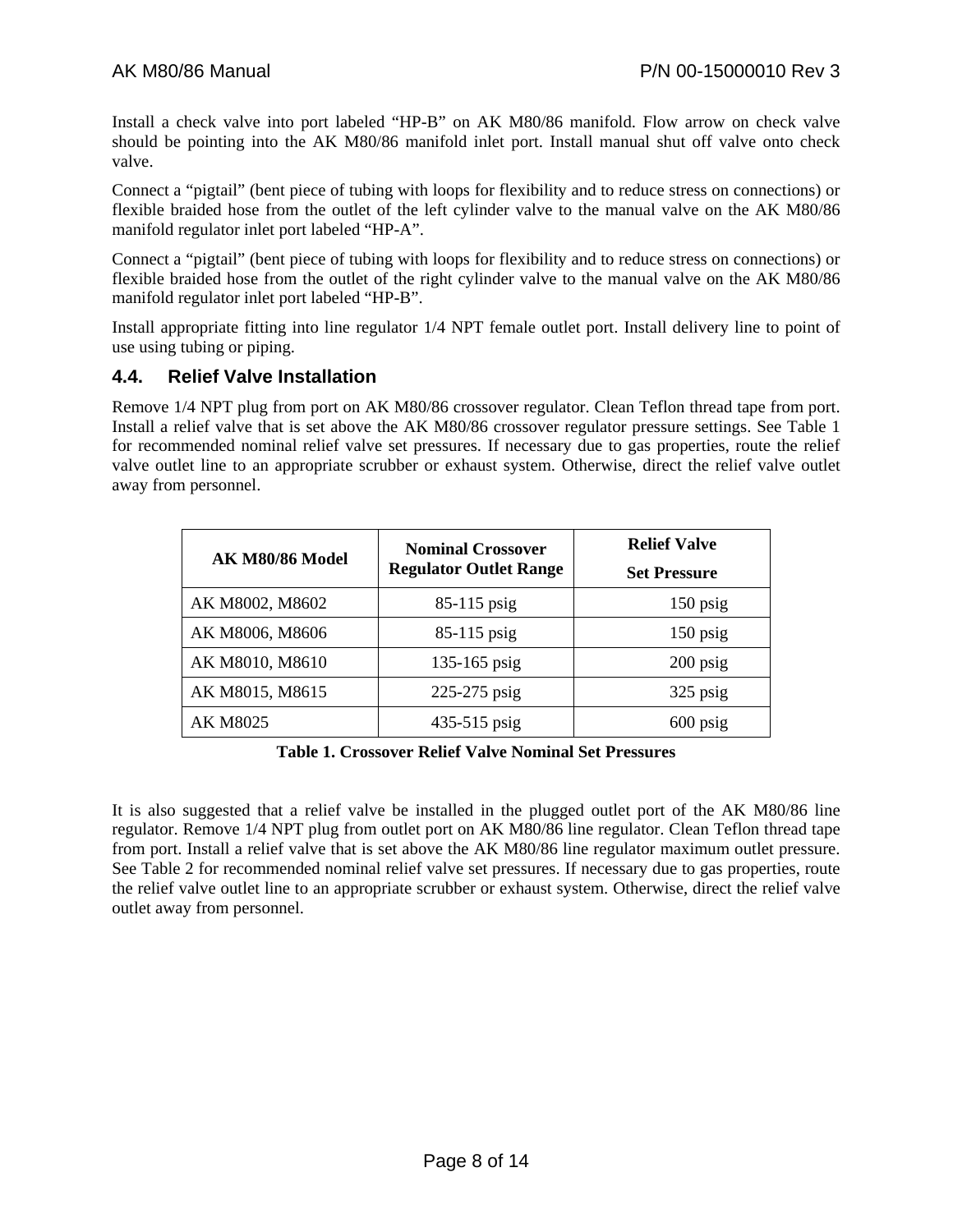Install a check valve into port labeled “HP-B” on AK M80/86 manifold. Flow arrow on check valve should be pointing into the AK M80/86 manifold inlet port. Install manual shut off valve onto check valve.

Connect a “pigtail” (bent piece of tubing with loops for flexibility and to reduce stress on connections) or flexible braided hose from the outlet of the left cylinder valve to the manual valve on the AK M80/86 manifold regulator inlet port labeled “HP-A”.

Connect a “pigtail” (bent piece of tubing with loops for flexibility and to reduce stress on connections) or flexible braided hose from the outlet of the right cylinder valve to the manual valve on the AK M80/86 manifold regulator inlet port labeled “HP-B”.

Install appropriate fitting into line regulator 1/4 NPT female outlet port. Install delivery line to point of use using tubing or piping.

### 4.4. Relief Valve Installation

Remove 1/4 NPT plug from port on AK M80/86 crossover regulator. Clean Teflon thread tape from port. Install a relief valve that is set above the AK M80/86 crossover regulator pressure settings. See Table 1 for recommended nominal relief valve set pressures. If necessary due to gas properties, route the relief valve outlet line to an appropriate scrubber or exhaust system. Otherwise, direct the relief valve outlet away from personnel.

| AK M80/86 Model | Nominal Crossover Regulator Outlet Range | Relief Valve Set Pressure |
|---|---|---|
| AK M8002, M8602 | 85-115 psig | 150 psig |
| AK M8006, M8606 | 85-115 psig | 150 psig |
| AK M8010, M8610 | 135-165 psig | 200 psig |
| AK M8015, M8615 | 225-275 psig | 325 psig |
| AK M8025 | 435-515 psig | 600 psig |

**Table 1. Crossover Relief Valve Nominal Set Pressures**

It is also suggested that a relief valve be installed in the plugged outlet port of the AK M80/86 line regulator. Remove 1/4 NPT plug from outlet port on AK M80/86 line regulator. Clean Teflon thread tape from port. Install a relief valve that is set above the AK M80/86 line regulator maximum outlet pressure. See Table 2 for recommended nominal relief valve set pressures. If necessary due to gas properties, route the relief valve outlet line to an appropriate scrubber or exhaust system. Otherwise, direct the relief valve outlet away from personnel.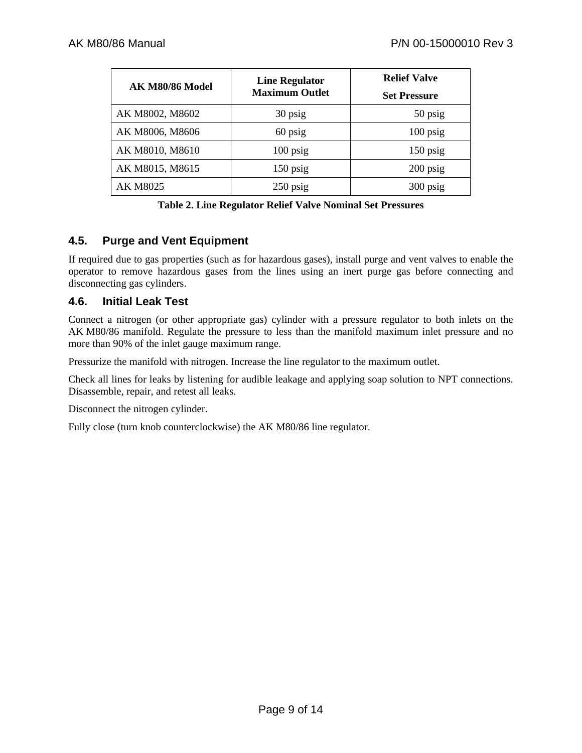| AK M80/86 Model | Line Regulator Maximum Outlet | Relief Valve Set Pressure |
| --- | --- | --- |
| AK M8002, M8602 | 30 psig | 50 psig |
| AK M8006, M8606 | 60 psig | 100 psig |
| AK M8010, M8610 | 100 psig | 150 psig |
| AK M8015, M8615 | 150 psig | 200 psig |
| AK M8025 | 250 psig | 300 psig |

**Table 2. Line Regulator Relief Valve Nominal Set Pressures**

## 4.5. Purge and Vent Equipment

If required due to gas properties (such as for hazardous gases), install purge and vent valves to enable the operator to remove hazardous gases from the lines using an inert purge gas before connecting and disconnecting gas cylinders.

## 4.6. Initial Leak Test

Connect a nitrogen (or other appropriate gas) cylinder with a pressure regulator to both inlets on the AK M80/86 manifold. Regulate the pressure to less than the manifold maximum inlet pressure and no more than 90% of the inlet gauge maximum range.

Pressurize the manifold with nitrogen. Increase the line regulator to the maximum outlet.

Check all lines for leaks by listening for audible leakage and applying soap solution to NPT connections. Disassemble, repair, and retest all leaks.

Disconnect the nitrogen cylinder.

Fully close (turn knob counterclockwise) the AK M80/86 line regulator.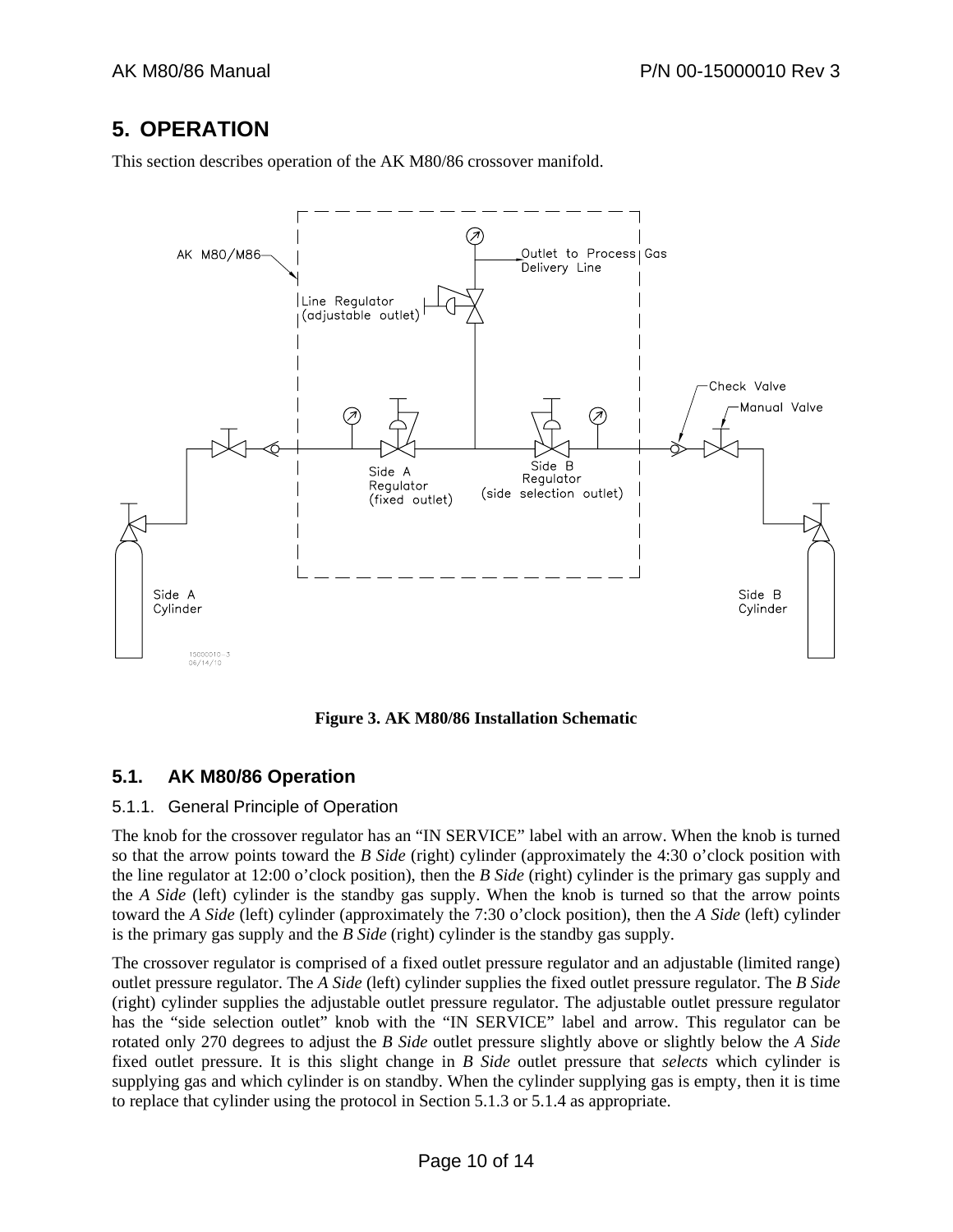# 5. OPERATION

This section describes operation of the AK M80/86 crossover manifold.

**Figure 3. AK M80/86 Installation Schematic**

## 5.1. AK M80/86 Operation

### 5.1.1. General Principle of Operation

The knob for the crossover regulator has an "IN SERVICE" label with an arrow. When the knob is turned so that the arrow points toward the *B Side* (right) cylinder (approximately the 4:30 o'clock position with the line regulator at 12:00 o'clock position), then the *B Side* (right) cylinder is the primary gas supply and the *A Side* (left) cylinder is the standby gas supply. When the knob is turned so that the arrow points toward the *A Side* (left) cylinder (approximately the 7:30 o'clock position), then the *A Side* (left) cylinder is the primary gas supply and the *B Side* (right) cylinder is the standby gas supply.

The crossover regulator is comprised of a fixed outlet pressure regulator and an adjustable (limited range) outlet pressure regulator. The *A Side* (left) cylinder supplies the fixed outlet pressure regulator. The *B Side* (right) cylinder supplies the adjustable outlet pressure regulator. The adjustable outlet pressure regulator has the "side selection outlet" knob with the "IN SERVICE" label and arrow. This regulator can be rotated only 270 degrees to adjust the *B Side* outlet pressure slightly above or slightly below the *A Side* fixed outlet pressure. It is this slight change in *B Side* outlet pressure that *selects* which cylinder is supplying gas and which cylinder is on standby. When the cylinder supplying gas is empty, then it is time to replace that cylinder using the protocol in Section 5.1.3 or 5.1.4 as appropriate.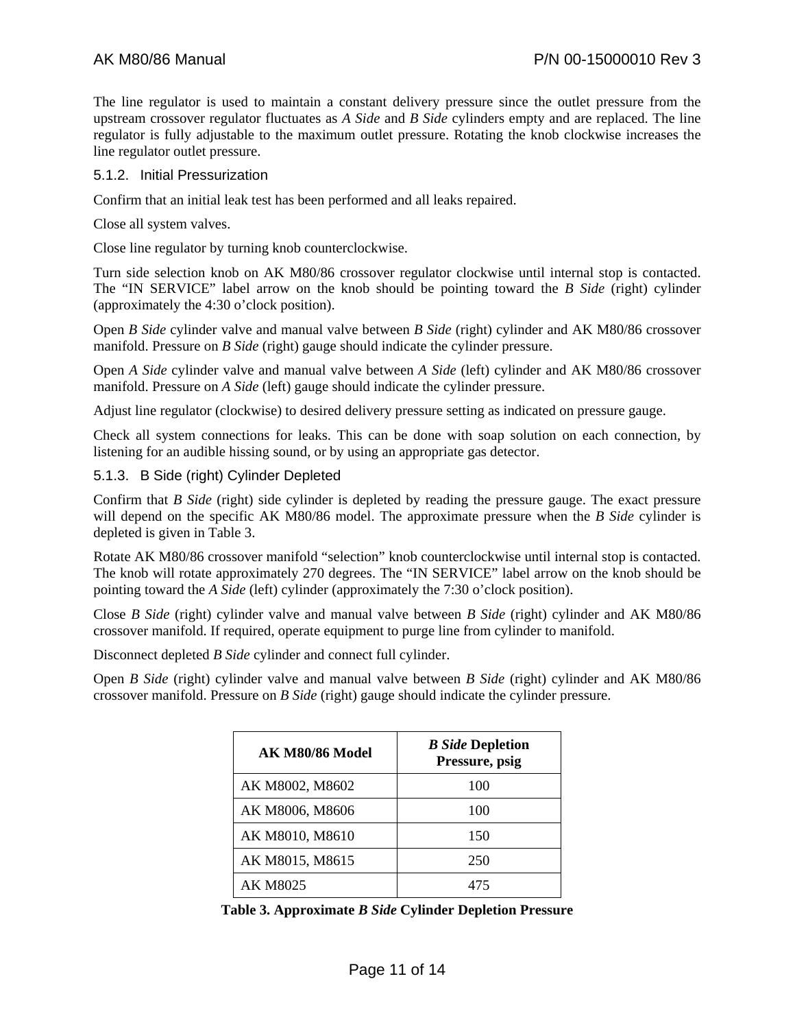The line regulator is used to maintain a constant delivery pressure since the outlet pressure from the upstream crossover regulator fluctuates as *A Side* and *B Side* cylinders empty and are replaced. The line regulator is fully adjustable to the maximum outlet pressure. Rotating the knob clockwise increases the line regulator outlet pressure.

### 5.1.2. Initial Pressurization

Confirm that an initial leak test has been performed and all leaks repaired.

Close all system valves.

Close line regulator by turning knob counterclockwise.

Turn side selection knob on AK M80/86 crossover regulator clockwise until internal stop is contacted. The "IN SERVICE" label arrow on the knob should be pointing toward the *B Side* (right) cylinder (approximately the 4:30 o'clock position).

Open *B Side* cylinder valve and manual valve between *B Side* (right) cylinder and AK M80/86 crossover manifold. Pressure on *B Side* (right) gauge should indicate the cylinder pressure.

Open *A Side* cylinder valve and manual valve between *A Side* (left) cylinder and AK M80/86 crossover manifold. Pressure on *A Side* (left) gauge should indicate the cylinder pressure.

Adjust line regulator (clockwise) to desired delivery pressure setting as indicated on pressure gauge.

Check all system connections for leaks. This can be done with soap solution on each connection, by listening for an audible hissing sound, or by using an appropriate gas detector.

### 5.1.3. B Side (right) Cylinder Depleted

Confirm that *B Side* (right) side cylinder is depleted by reading the pressure gauge. The exact pressure will depend on the specific AK M80/86 model. The approximate pressure when the *B Side* cylinder is depleted is given in Table 3.

Rotate AK M80/86 crossover manifold "selection" knob counterclockwise until internal stop is contacted. The knob will rotate approximately 270 degrees. The "IN SERVICE" label arrow on the knob should be pointing toward the *A Side* (left) cylinder (approximately the 7:30 o'clock position).

Close *B Side* (right) cylinder valve and manual valve between *B Side* (right) cylinder and AK M80/86 crossover manifold. If required, operate equipment to purge line from cylinder to manifold.

Disconnect depleted *B Side* cylinder and connect full cylinder.

Open *B Side* (right) cylinder valve and manual valve between *B Side* (right) cylinder and AK M80/86 crossover manifold. Pressure on *B Side* (right) gauge should indicate the cylinder pressure.

| AK M80/86 Model | *B Side* Depletion Pressure, psig |
|---|---|
| AK M8002, M8602 | 100 |
| AK M8006, M8606 | 100 |
| AK M8010, M8610 | 150 |
| AK M8015, M8615 | 250 |
| AK M8025 | 475 |

**Table 3. Approximate *B Side* Cylinder Depletion Pressure**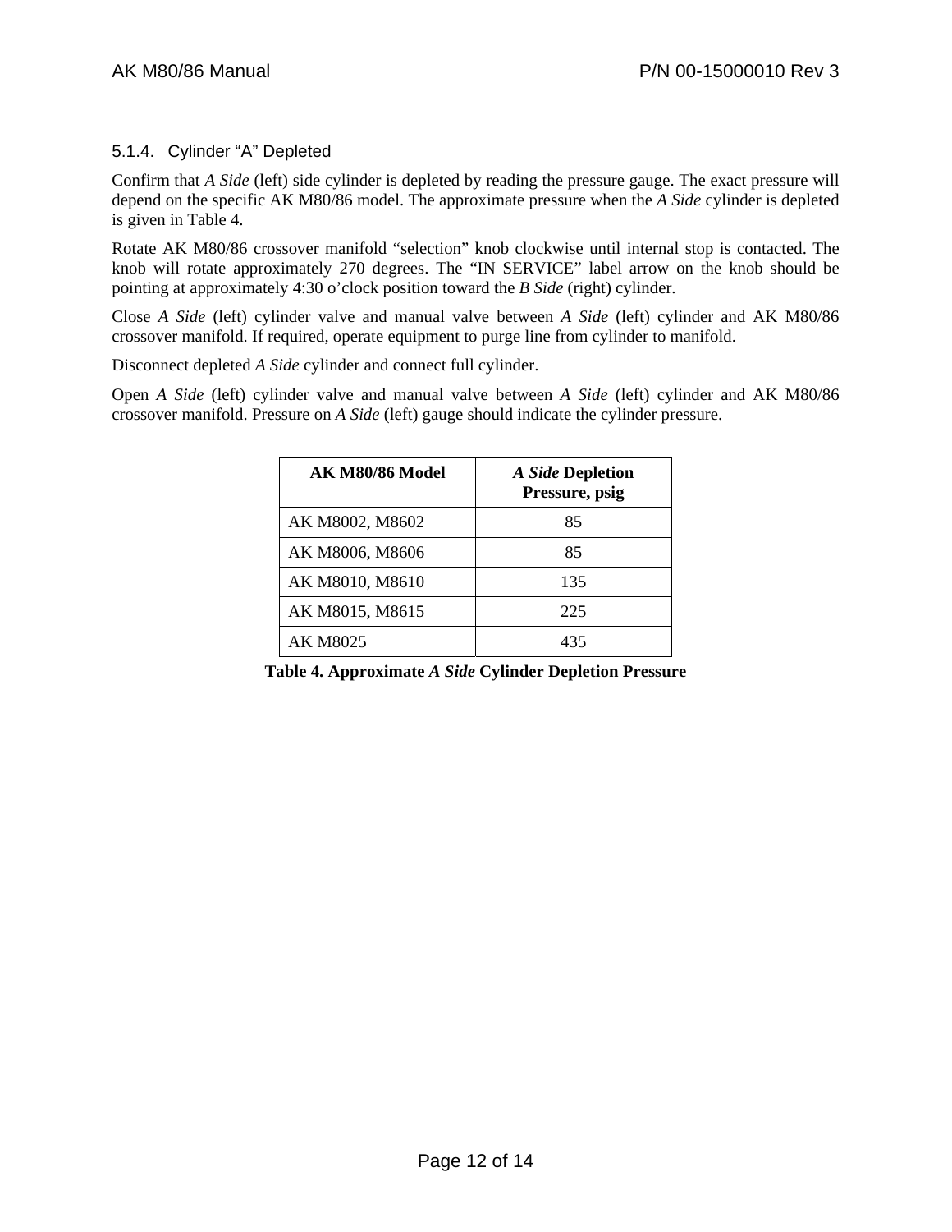### 5.1.4. Cylinder "A" Depleted

Confirm that *A Side* (left) side cylinder is depleted by reading the pressure gauge. The exact pressure will depend on the specific AK M80/86 model. The approximate pressure when the *A Side* cylinder is depleted is given in Table 4.

Rotate AK M80/86 crossover manifold "selection" knob clockwise until internal stop is contacted. The knob will rotate approximately 270 degrees. The "IN SERVICE" label arrow on the knob should be pointing at approximately 4:30 o'clock position toward the *B Side* (right) cylinder.

Close *A Side* (left) cylinder valve and manual valve between *A Side* (left) cylinder and AK M80/86 crossover manifold. If required, operate equipment to purge line from cylinder to manifold.

Disconnect depleted *A Side* cylinder and connect full cylinder.

Open *A Side* (left) cylinder valve and manual valve between *A Side* (left) cylinder and AK M80/86 crossover manifold. Pressure on *A Side* (left) gauge should indicate the cylinder pressure.

| AK M80/86 Model | *A Side* Depletion Pressure, psig |
|---|---|
| AK M8002, M8602 | 85 |
| AK M8006, M8606 | 85 |
| AK M8010, M8610 | 135 |
| AK M8015, M8615 | 225 |
| AK M8025 | 435 |

**Table 4. Approximate *A Side* Cylinder Depletion Pressure**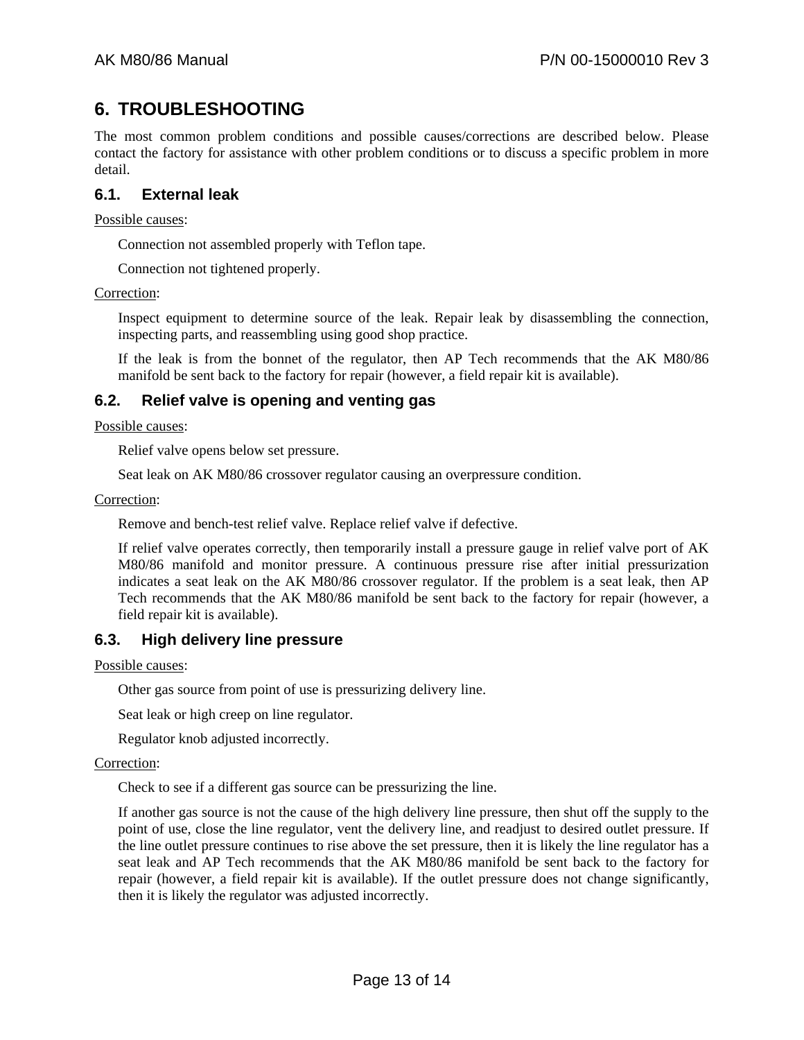# 6. TROUBLESHOOTING

The most common problem conditions and possible causes/corrections are described below. Please contact the factory for assistance with other problem conditions or to discuss a specific problem in more detail.

## 6.1. External leak

Possible causes:

Connection not assembled properly with Teflon tape.

Connection not tightened properly.

Correction:

Inspect equipment to determine source of the leak. Repair leak by disassembling the connection, inspecting parts, and reassembling using good shop practice.

If the leak is from the bonnet of the regulator, then AP Tech recommends that the AK M80/86 manifold be sent back to the factory for repair (however, a field repair kit is available).

## 6.2. Relief valve is opening and venting gas

Possible causes:

Relief valve opens below set pressure.

Seat leak on AK M80/86 crossover regulator causing an overpressure condition.

Correction:

Remove and bench-test relief valve. Replace relief valve if defective.

If relief valve operates correctly, then temporarily install a pressure gauge in relief valve port of AK M80/86 manifold and monitor pressure. A continuous pressure rise after initial pressurization indicates a seat leak on the AK M80/86 crossover regulator. If the problem is a seat leak, then AP Tech recommends that the AK M80/86 manifold be sent back to the factory for repair (however, a field repair kit is available).

## 6.3. High delivery line pressure

Possible causes:

Other gas source from point of use is pressurizing delivery line.

Seat leak or high creep on line regulator.

Regulator knob adjusted incorrectly.

Correction:

Check to see if a different gas source can be pressurizing the line.

If another gas source is not the cause of the high delivery line pressure, then shut off the supply to the point of use, close the line regulator, vent the delivery line, and readjust to desired outlet pressure. If the line outlet pressure continues to rise above the set pressure, then it is likely the line regulator has a seat leak and AP Tech recommends that the AK M80/86 manifold be sent back to the factory for repair (however, a field repair kit is available). If the outlet pressure does not change significantly, then it is likely the regulator was adjusted incorrectly.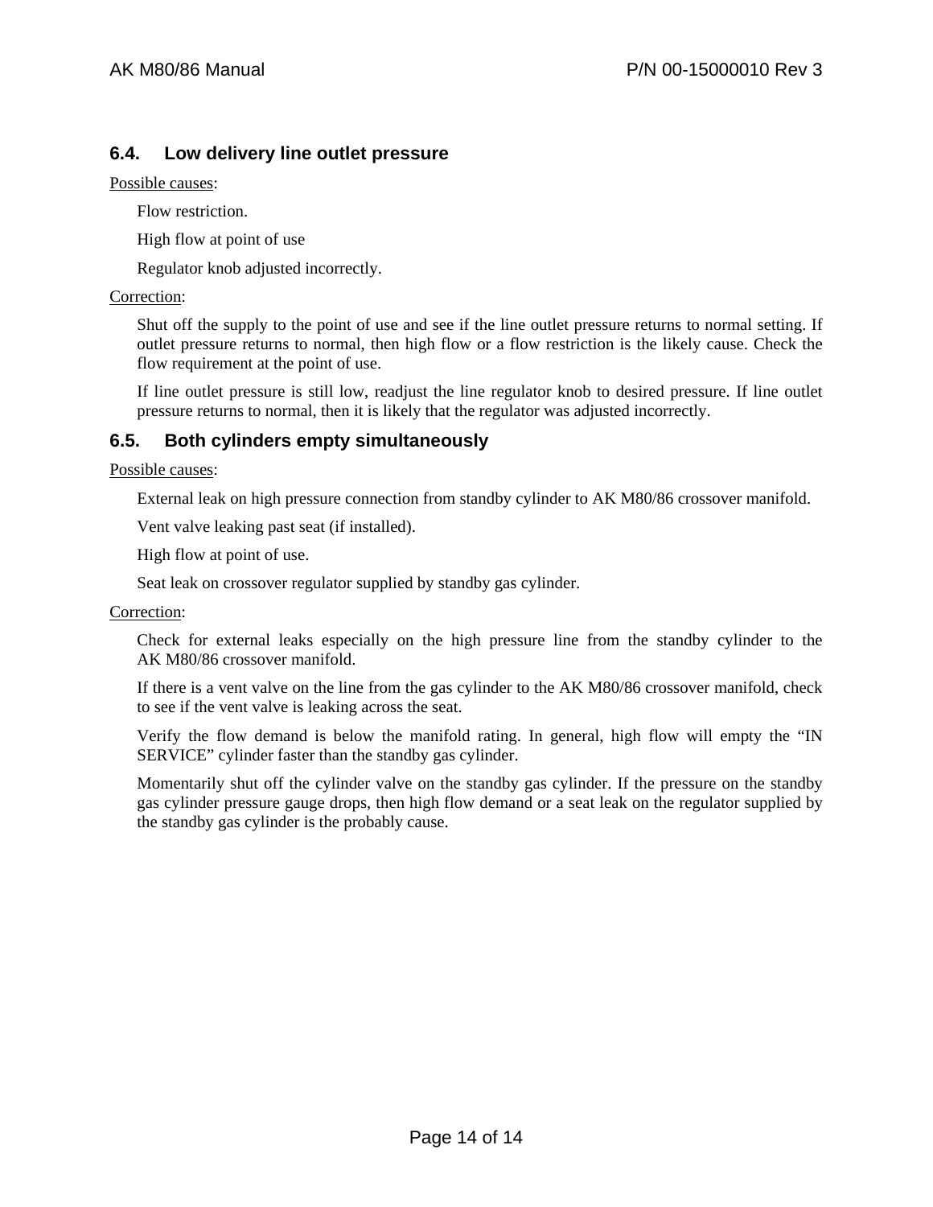### 6.4. Low delivery line outlet pressure

Possible causes:

Flow restriction.

High flow at point of use

Regulator knob adjusted incorrectly.

Correction:

Shut off the supply to the point of use and see if the line outlet pressure returns to normal setting. If outlet pressure returns to normal, then high flow or a flow restriction is the likely cause. Check the flow requirement at the point of use.

If line outlet pressure is still low, readjust the line regulator knob to desired pressure. If line outlet pressure returns to normal, then it is likely that the regulator was adjusted incorrectly.

### 6.5. Both cylinders empty simultaneously

Possible causes:

External leak on high pressure connection from standby cylinder to AK M80/86 crossover manifold.

Vent valve leaking past seat (if installed).

High flow at point of use.

Seat leak on crossover regulator supplied by standby gas cylinder.

Correction:

Check for external leaks especially on the high pressure line from the standby cylinder to the AK M80/86 crossover manifold.

If there is a vent valve on the line from the gas cylinder to the AK M80/86 crossover manifold, check to see if the vent valve is leaking across the seat.

Verify the flow demand is below the manifold rating. In general, high flow will empty the "IN SERVICE" cylinder faster than the standby gas cylinder.

Momentarily shut off the cylinder valve on the standby gas cylinder. If the pressure on the standby gas cylinder pressure gauge drops, then high flow demand or a seat leak on the regulator supplied by the standby gas cylinder is the probably cause.